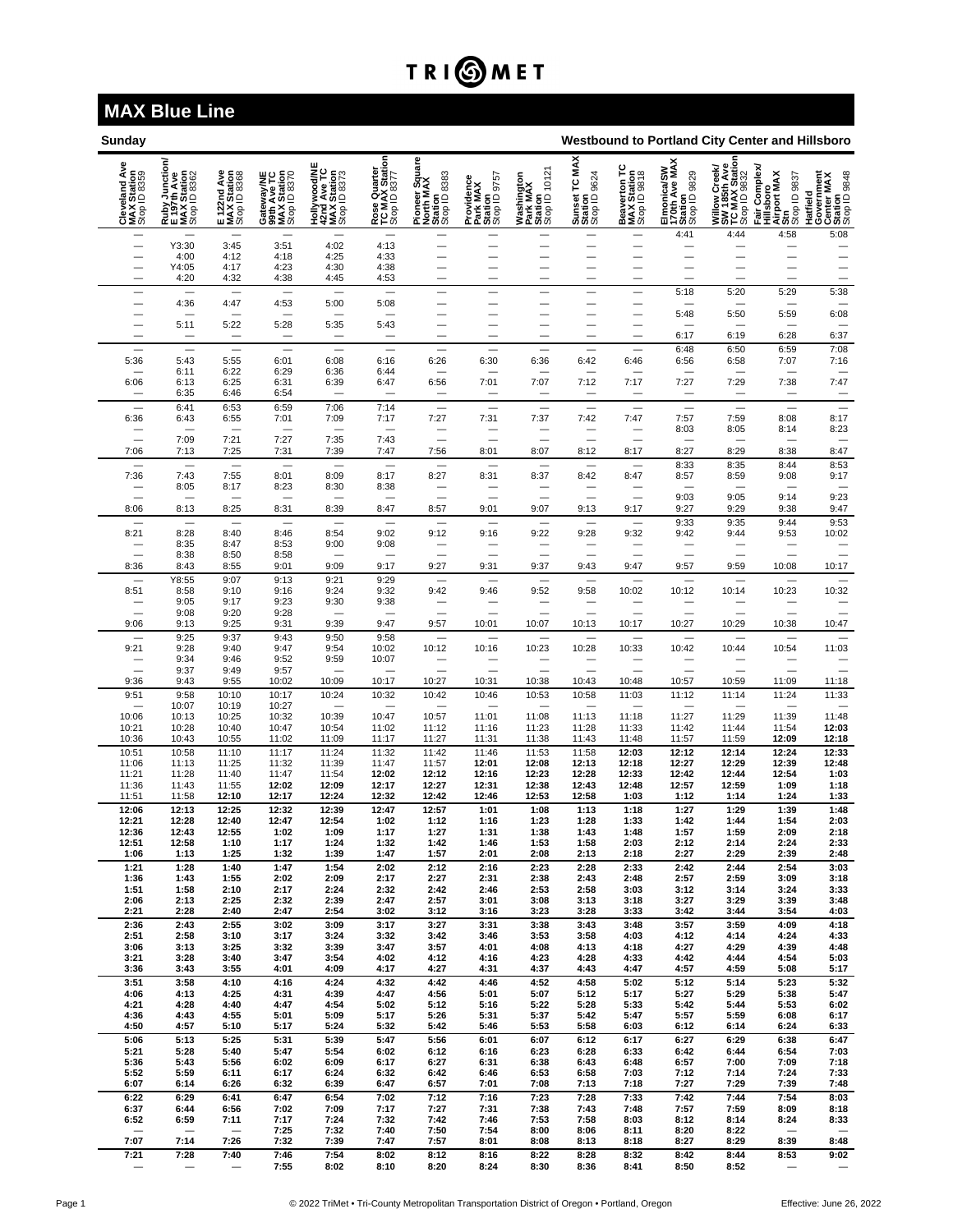# MAX Blue Line

**Sunday** — **Westbound to Portland City Center and Hillsboro**

| Cleveland Ave MAX Station Stop ID 8359 | Ruby Junction/ E 197th Ave MAX Station Stop ID 8362 | E 122nd Ave MAX Station Stop ID 8368 | Gateway/NE 99th Ave TC MAX Station Stop ID 8370 | Hollywood/NE 42nd Ave TC MAX Station Stop ID 8373 | Rose Quarter TC MAX Station Stop ID 8377 | Pioneer Square North MAX Station Stop ID 8383 | Providence Park MAX Station Stop ID 9757 | Washington Park MAX Station Stop ID 10121 | Sunset TC MAX Station Stop ID 9624 | Beaverton TC MAX Station Stop ID 9818 | Elmonica/SW 170th Ave MAX Station Stop ID 9829 | Willow Creek/ SW 185th Ave TC MAX Station Stop ID 9832 | Fair Complex/ Hillsboro Airport MAX Stn Stop ID 9837 | Hatfield Government Center MAX Station Stop ID 9848 |
|---|---|---|---|---|---|---|---|---|---|---|---|---|---|---|
| — | — | — | — | — | — | — | — | — | — | — | 4:41 | 4:44 | 4:58 | 5:08 |
| — | Y3:30 | 3:45 | 3:51 | 4:02 | 4:13 | — | — | — | — | — | — | — | — | — |
| — | 4:00 | 4:12 | 4:18 | 4:25 | 4:33 | — | — | — | — | — | — | — | — | — |
| — | Y4:05 | 4:17 | 4:23 | 4:30 | 4:38 | — | — | — | — | — | — | — | — | — |
| — | 4:20 | 4:32 | 4:38 | 4:45 | 4:53 | — | — | — | — | — | — | — | — | — |
| — | — | — | — | — | — | — | — | — | — | — | 5:18 | 5:20 | 5:29 | 5:38 |
| — | 4:36 | 4:47 | 4:53 | 5:00 | 5:08 | — | — | — | — | — | — | — | — | — |
| — | — | — | — | — | — | — | — | — | — | — | 5:48 | 5:50 | 5:59 | 6:08 |
| — | 5:11 | 5:22 | 5:28 | 5:35 | 5:43 | — | — | — | — | — | — | — | — | — |
| — | — | — | — | — | — | — | — | — | — | — | 6:17 | 6:19 | 6:28 | 6:37 |
| — | — | — | — | — | — | — | — | — | — | — | 6:48 | 6:50 | 6:59 | 7:08 |
| 5:36 | 5:43 | 5:55 | 6:01 | 6:08 | 6:16 | 6:26 | 6:30 | 6:36 | 6:42 | 6:46 | 6:56 | 6:58 | 7:07 | 7:16 |
| — | 6:11 | 6:22 | 6:29 | 6:36 | 6:44 | — | — | — | — | — | — | — | — | — |
| 6:06 | 6:13 | 6:25 | 6:31 | 6:39 | 6:47 | 6:56 | 7:01 | 7:07 | 7:12 | 7:17 | 7:27 | 7:29 | 7:38 | 7:47 |
| — | 6:35 | 6:46 | 6:54 | — | — | — | — | — | — | — | — | — | — | — |
| — | 6:41 | 6:53 | 6:59 | 7:06 | 7:14 | — | — | — | — | — | — | — | — | — |
| 6:36 | 6:43 | 6:55 | 7:01 | 7:09 | 7:17 | 7:27 | 7:31 | 7:37 | 7:42 | 7:47 | 7:57 | 7:59 | 8:08 | 8:17 |
| — | — | — | — | — | — | — | — | — | — | — | 8:03 | 8:05 | 8:14 | 8:23 |
| — | 7:09 | 7:21 | 7:27 | 7:35 | 7:43 | — | — | — | — | — | — | — | — | — |
| 7:06 | 7:13 | 7:25 | 7:31 | 7:39 | 7:47 | 7:56 | 8:01 | 8:07 | 8:12 | 8:17 | 8:27 | 8:29 | 8:38 | 8:47 |
| — | — | — | — | — | — | — | — | — | — | — | 8:33 | 8:35 | 8:44 | 8:53 |
| 7:36 | 7:43 | 7:55 | 8:01 | 8:09 | 8:17 | 8:27 | 8:31 | 8:37 | 8:42 | 8:47 | 8:57 | 8:59 | 9:08 | 9:17 |
| — | 8:05 | 8:17 | 8:23 | 8:30 | 8:38 | — | — | — | — | — | — | — | — | — |
| — | — | — | — | — | — | — | — | — | — | — | 9:03 | 9:05 | 9:14 | 9:23 |
| 8:06 | 8:13 | 8:25 | 8:31 | 8:39 | 8:47 | 8:57 | 9:01 | 9:07 | 9:13 | 9:17 | 9:27 | 9:29 | 9:38 | 9:47 |
| — | — | — | — | — | — | — | — | — | — | — | 9:33 | 9:35 | 9:44 | 9:53 |
| 8:21 | 8:28 | 8:40 | 8:46 | 8:54 | 9:02 | 9:12 | 9:16 | 9:22 | 9:28 | 9:32 | 9:42 | 9:44 | 9:53 | 10:02 |
| — | 8:35 | 8:47 | 8:53 | 9:00 | 9:08 | — | — | — | — | — | — | — | — | — |
| — | 8:38 | 8:50 | 8:58 | — | — | — | — | — | — | — | — | — | — | — |
| 8:36 | 8:43 | 8:55 | 9:01 | 9:09 | 9:17 | 9:27 | 9:31 | 9:37 | 9:43 | 9:47 | 9:57 | 9:59 | 10:08 | 10:17 |
| — | Y8:55 | 9:07 | 9:13 | 9:21 | 9:29 | — | — | — | — | — | — | — | — | — |
| 8:51 | 8:58 | 9:10 | 9:16 | 9:24 | 9:32 | 9:42 | 9:46 | 9:52 | 9:58 | 10:02 | 10:12 | 10:14 | 10:23 | 10:32 |
| — | 9:05 | 9:17 | 9:23 | 9:30 | 9:38 | — | — | — | — | — | — | — | — | — |
| — | 9:08 | 9:20 | 9:28 | — | — | — | — | — | — | — | — | — | — | — |
| 9:06 | 9:13 | 9:25 | 9:31 | 9:39 | 9:47 | 9:57 | 10:01 | 10:07 | 10:13 | 10:17 | 10:27 | 10:29 | 10:38 | 10:47 |
| — | 9:25 | 9:37 | 9:43 | 9:50 | 9:58 | — | — | — | — | — | — | — | — | — |
| 9:21 | 9:28 | 9:40 | 9:47 | 9:54 | 10:02 | 10:12 | 10:16 | 10:23 | 10:28 | 10:33 | 10:42 | 10:44 | 10:54 | 11:03 |
| — | 9:34 | 9:46 | 9:52 | 9:59 | 10:07 | — | — | — | — | — | — | — | — | — |
| — | 9:37 | 9:49 | 9:57 | — | — | — | — | — | — | — | — | — | — | — |
| 9:36 | 9:43 | 9:55 | 10:02 | 10:09 | 10:17 | 10:27 | 10:31 | 10:38 | 10:43 | 10:48 | 10:57 | 10:59 | 11:09 | 11:18 |
| 9:51 | 9:58 | 10:10 | 10:17 | 10:24 | 10:32 | 10:42 | 10:46 | 10:53 | 10:58 | 11:03 | 11:12 | 11:14 | 11:24 | 11:33 |
| — | 10:07 | 10:19 | 10:27 | — | — | — | — | — | — | — | — | — | — | — |
| 10:06 | 10:13 | 10:25 | 10:32 | 10:39 | 10:47 | 10:57 | 11:01 | 11:08 | 11:13 | 11:18 | 11:27 | 11:29 | 11:39 | 11:48 |
| 10:21 | 10:28 | 10:40 | 10:47 | 10:54 | 11:02 | 11:12 | 11:16 | 11:23 | 11:28 | 11:33 | 11:42 | 11:44 | 11:54 | **12:03** |
| 10:36 | 10:43 | 10:55 | 11:02 | 11:09 | 11:17 | 11:27 | 11:31 | 11:38 | 11:43 | 11:48 | 11:57 | 11:59 | **12:09** | **12:18** |
| 10:51 | 10:58 | 11:10 | 11:17 | 11:24 | 11:32 | 11:42 | 11:46 | 11:53 | 11:58 | **12:03** | **12:12** | **12:14** | **12:24** | **12:33** |
| 11:06 | 11:13 | 11:25 | 11:32 | 11:39 | 11:47 | 11:57 | **12:01** | **12:08** | **12:13** | **12:18** | **12:27** | **12:29** | **12:39** | **12:48** |
| 11:21 | 11:28 | 11:40 | 11:47 | 11:54 | **12:02** | **12:12** | **12:16** | **12:23** | **12:28** | **12:33** | **12:42** | **12:44** | **12:54** | **1:03** |
| 11:36 | 11:43 | 11:55 | **12:02** | **12:09** | **12:17** | **12:27** | **12:31** | **12:38** | **12:43** | **12:48** | **12:57** | **12:59** | **1:09** | **1:18** |
| 11:51 | 11:58 | **12:10** | **12:17** | **12:24** | **12:32** | **12:42** | **12:46** | **12:53** | **12:58** | **1:03** | **1:12** | **1:14** | **1:24** | **1:33** |
| **12:06** | **12:13** | **12:25** | **12:32** | **12:39** | **12:47** | **12:57** | **1:01** | **1:08** | **1:13** | **1:18** | **1:27** | **1:29** | **1:39** | **1:48** |
| **12:21** | **12:28** | **12:40** | **12:47** | **12:54** | **1:02** | **1:12** | **1:16** | **1:23** | **1:28** | **1:33** | **1:42** | **1:44** | **1:54** | **2:03** |
| **12:36** | **12:43** | **12:55** | **1:02** | **1:09** | **1:17** | **1:27** | **1:31** | **1:38** | **1:43** | **1:48** | **1:57** | **1:59** | **2:09** | **2:18** |
| **12:51** | **12:58** | **1:10** | **1:17** | **1:24** | **1:32** | **1:42** | **1:46** | **1:53** | **1:58** | **2:03** | **2:12** | **2:14** | **2:24** | **2:33** |
| **1:06** | **1:13** | **1:25** | **1:32** | **1:39** | **1:47** | **1:57** | **2:01** | **2:08** | **2:13** | **2:18** | **2:27** | **2:29** | **2:39** | **2:48** |
| **1:21** | **1:28** | **1:40** | **1:47** | **1:54** | **2:02** | **2:12** | **2:16** | **2:23** | **2:28** | **2:33** | **2:42** | **2:44** | **2:54** | **3:03** |
| **1:36** | **1:43** | **1:55** | **2:02** | **2:09** | **2:17** | **2:27** | **2:31** | **2:38** | **2:43** | **2:48** | **2:57** | **2:59** | **3:09** | **3:18** |
| **1:51** | **1:58** | **2:10** | **2:17** | **2:24** | **2:32** | **2:42** | **2:46** | **2:53** | **2:58** | **3:03** | **3:12** | **3:14** | **3:24** | **3:33** |
| **2:06** | **2:13** | **2:25** | **2:32** | **2:39** | **2:47** | **2:57** | **3:01** | **3:08** | **3:13** | **3:18** | **3:27** | **3:29** | **3:39** | **3:48** |
| **2:21** | **2:28** | **2:40** | **2:47** | **2:54** | **3:02** | **3:12** | **3:16** | **3:23** | **3:28** | **3:33** | **3:42** | **3:44** | **3:54** | **4:03** |
| **2:36** | **2:43** | **2:55** | **3:02** | **3:09** | **3:17** | **3:27** | **3:31** | **3:38** | **3:43** | **3:48** | **3:57** | **3:59** | **4:09** | **4:18** |
| **2:51** | **2:58** | **3:10** | **3:17** | **3:24** | **3:32** | **3:42** | **3:46** | **3:53** | **3:58** | **4:03** | **4:12** | **4:14** | **4:24** | **4:33** |
| **3:06** | **3:13** | **3:25** | **3:32** | **3:39** | **3:47** | **3:57** | **4:01** | **4:08** | **4:13** | **4:18** | **4:27** | **4:29** | **4:39** | **4:48** |
| **3:21** | **3:28** | **3:40** | **3:47** | **3:54** | **4:02** | **4:12** | **4:16** | **4:23** | **4:28** | **4:33** | **4:42** | **4:44** | **4:54** | **5:03** |
| **3:36** | **3:43** | **3:55** | **4:01** | **4:09** | **4:17** | **4:27** | **4:31** | **4:37** | **4:43** | **4:47** | **4:57** | **4:59** | **5:08** | **5:17** |
| **3:51** | **3:58** | **4:10** | **4:16** | **4:24** | **4:32** | **4:42** | **4:46** | **4:52** | **4:58** | **5:02** | **5:12** | **5:14** | **5:23** | **5:32** |
| **4:06** | **4:13** | **4:25** | **4:31** | **4:39** | **4:47** | **4:56** | **5:01** | **5:07** | **5:12** | **5:17** | **5:27** | **5:29** | **5:38** | **5:47** |
| **4:21** | **4:28** | **4:40** | **4:47** | **4:54** | **5:02** | **5:12** | **5:16** | **5:22** | **5:28** | **5:33** | **5:42** | **5:44** | **5:53** | **6:02** |
| **4:36** | **4:43** | **4:55** | **5:01** | **5:09** | **5:17** | **5:26** | **5:31** | **5:37** | **5:42** | **5:47** | **5:57** | **5:59** | **6:08** | **6:17** |
| **4:50** | **4:57** | **5:10** | **5:17** | **5:24** | **5:32** | **5:42** | **5:46** | **5:53** | **5:58** | **6:03** | **6:12** | **6:14** | **6:24** | **6:33** |
| **5:06** | **5:13** | **5:25** | **5:31** | **5:39** | **5:47** | **5:56** | **6:01** | **6:07** | **6:12** | **6:17** | **6:27** | **6:29** | **6:38** | **6:47** |
| **5:21** | **5:28** | **5:40** | **5:47** | **5:54** | **6:02** | **6:12** | **6:16** | **6:23** | **6:28** | **6:33** | **6:42** | **6:44** | **6:54** | **7:03** |
| **5:36** | **5:43** | **5:56** | **6:02** | **6:09** | **6:17** | **6:27** | **6:31** | **6:38** | **6:43** | **6:48** | **6:57** | **7:00** | **7:09** | **7:18** |
| **5:52** | **5:59** | **6:11** | **6:17** | **6:24** | **6:32** | **6:42** | **6:46** | **6:53** | **6:58** | **7:03** | **7:12** | **7:14** | **7:24** | **7:33** |
| **6:07** | **6:14** | **6:26** | **6:32** | **6:39** | **6:47** | **6:57** | **7:01** | **7:08** | **7:13** | **7:18** | **7:27** | **7:29** | **7:39** | **7:48** |
| **6:22** | **6:29** | **6:41** | **6:47** | **6:54** | **7:02** | **7:12** | **7:16** | **7:23** | **7:28** | **7:33** | **7:42** | **7:44** | **7:54** | **8:03** |
| **6:37** | **6:44** | **6:56** | **7:02** | **7:09** | **7:17** | **7:27** | **7:31** | **7:38** | **7:43** | **7:48** | **7:57** | **7:59** | **8:09** | **8:18** |
| **6:52** | **6:59** | **7:11** | **7:17** | **7:24** | **7:32** | **7:42** | **7:46** | **7:53** | **7:58** | **8:03** | **8:12** | **8:14** | **8:24** | **8:33** |
| — | — | — | **7:25** | **7:32** | **7:40** | **7:50** | **7:54** | **8:00** | **8:06** | **8:11** | **8:20** | **8:22** | — | — |
| **7:07** | **7:14** | **7:26** | **7:32** | **7:39** | **7:47** | **7:57** | **8:01** | **8:08** | **8:13** | **8:18** | **8:27** | **8:29** | **8:39** | **8:48** |
| **7:21** | **7:28** | **7:40** | **7:46** | **7:54** | **8:02** | **8:12** | **8:16** | **8:22** | **8:28** | **8:32** | **8:42** | **8:44** | **8:53** | **9:02** |
| — | — | — | **7:55** | **8:02** | **8:10** | **8:20** | **8:24** | **8:30** | **8:36** | **8:41** | **8:50** | **8:52** | — | — |

© 2022 TriMet • Tri-County Metropolitan Transportation District of Oregon • Portland, Oregon

Effective: June 26, 2022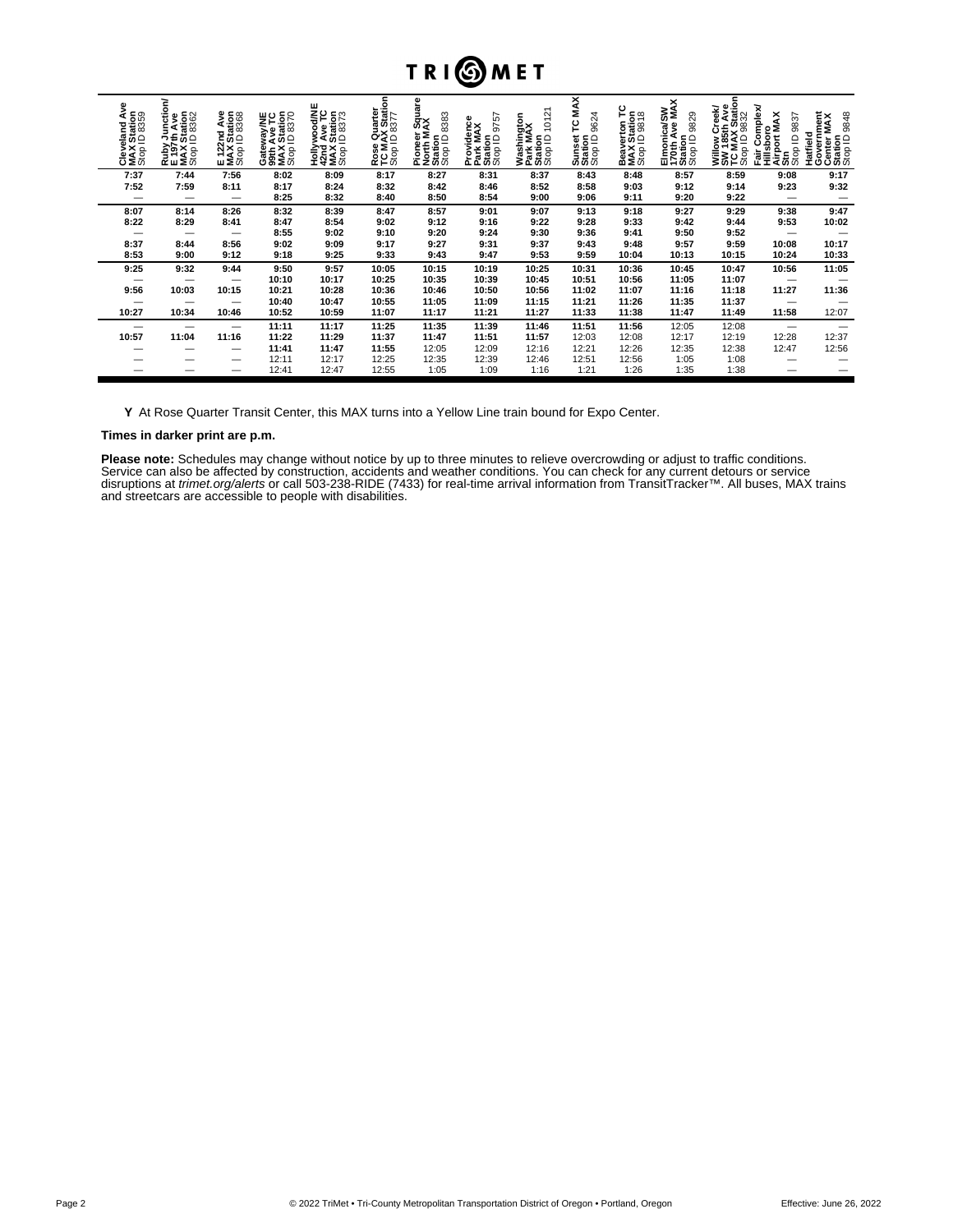| Cleveland Ave MAX Station Stop ID 8359 | Ruby Junction/ E 197th Ave MAX Station Stop ID 8362 | E 122nd Ave MAX Station Stop ID 8368 | Gateway/NE 99th Ave TC MAX Station Stop ID 8370 | Hollywood/NE 42nd Ave TC MAX Station Stop ID 8373 | Rose Quarter TC MAX Station Stop ID 8377 | Pioneer Square North MAX Station Stop ID 8383 | Providence Park MAX Station Stop ID 9757 | Washington Park MAX Station Stop ID 10121 | Sunset TC MAX Station Stop ID 9624 | Beaverton TC MAX Station Stop ID 9818 | Elmonica/SW 170th Ave MAX Station Stop ID 9829 | Willow Creek/ SW 185th Ave TC MAX Station Stop ID 9832 | Fair Complex/ Hillsboro Airport MAX Stn Stop ID 9837 | Hatfield Government Center MAX Station Stop ID 9848 |
|---|---|---|---|---|---|---|---|---|---|---|---|---|---|---|
| 7:37 | 7:44 | 7:56 | 8:02 | 8:09 | 8:17 | 8:27 | 8:31 | 8:37 | 8:43 | 8:48 | 8:57 | 8:59 | 9:08 | 9:17 |
| 7:52 | 7:59 | 8:11 | 8:17 | 8:24 | 8:32 | 8:42 | 8:46 | 8:52 | 8:58 | 9:03 | 9:12 | 9:14 | 9:23 | 9:32 |
| — | — | — | 8:25 | 8:32 | 8:40 | 8:50 | 8:54 | 9:00 | 9:06 | 9:11 | 9:20 | 9:22 | — | — |
| 8:07 | 8:14 | 8:26 | 8:32 | 8:39 | 8:47 | 8:57 | 9:01 | 9:07 | 9:13 | 9:18 | 9:27 | 9:29 | 9:38 | 9:47 |
| 8:22 | 8:29 | 8:41 | 8:47 | 8:54 | 9:02 | 9:12 | 9:16 | 9:22 | 9:28 | 9:33 | 9:42 | 9:44 | 9:53 | 10:02 |
| — | — | — | 8:55 | 9:02 | 9:10 | 9:20 | 9:24 | 9:30 | 9:36 | 9:41 | 9:50 | 9:52 | — | — |
| 8:37 | 8:44 | 8:56 | 9:02 | 9:09 | 9:17 | 9:27 | 9:31 | 9:37 | 9:43 | 9:48 | 9:57 | 9:59 | 10:08 | 10:17 |
| 8:53 | 9:00 | 9:12 | 9:18 | 9:25 | 9:33 | 9:43 | 9:47 | 9:53 | 9:59 | 10:04 | 10:13 | 10:15 | 10:24 | 10:33 |
| 9:25 | 9:32 | 9:44 | 9:50 | 9:57 | 10:05 | 10:15 | 10:19 | 10:25 | 10:31 | 10:36 | 10:45 | 10:47 | 10:56 | 11:05 |
| — | — | — | 10:10 | 10:17 | 10:25 | 10:35 | 10:39 | 10:45 | 10:51 | 10:56 | 11:05 | 11:07 | — | — |
| 9:56 | 10:03 | 10:15 | 10:21 | 10:28 | 10:36 | 10:46 | 10:50 | 10:56 | 11:02 | 11:07 | 11:16 | 11:18 | 11:27 | 11:36 |
| — | — | — | 10:40 | 10:47 | 10:55 | 11:05 | 11:09 | 11:15 | 11:21 | 11:26 | 11:35 | 11:37 | — | — |
| 10:27 | 10:34 | 10:46 | 10:52 | 10:59 | 11:07 | 11:17 | 11:21 | 11:27 | 11:33 | 11:38 | 11:47 | 11:49 | 11:58 | 12:07 |
| — | — | — | 11:11 | 11:17 | 11:25 | 11:35 | 11:39 | 11:46 | 11:51 | 11:56 | 12:05 | 12:08 | — | — |
| 10:57 | 11:04 | 11:16 | 11:22 | 11:29 | 11:37 | 11:47 | 11:51 | 11:57 | 12:03 | 12:08 | 12:17 | 12:19 | 12:28 | 12:37 |
| — | — | — | 11:41 | 11:47 | 11:55 | 12:05 | 12:09 | 12:16 | 12:21 | 12:26 | 12:35 | 12:38 | 12:47 | 12:56 |
| — | — | — | 12:11 | 12:17 | 12:25 | 12:35 | 12:39 | 12:46 | 12:51 | 12:56 | 1:05 | 1:08 | — | — |
| — | — | — | 12:41 | 12:47 | 12:55 | 1:05 | 1:09 | 1:16 | 1:21 | 1:26 | 1:35 | 1:38 | — | — |

**Y** At Rose Quarter Transit Center, this MAX turns into a Yellow Line train bound for Expo Center.

**Times in darker print are p.m.**

**Please note:** Schedules may change without notice by up to three minutes to relieve overcrowding or adjust to traffic conditions. Service can also be affected by construction, accidents and weather conditions. You can check for any current detours or service disruptions at *trimet.org/alerts* or call 503-238-RIDE (7433) for real-time arrival information from TransitTracker™. All buses, MAX trains and streetcars are accessible to people with disabilities.